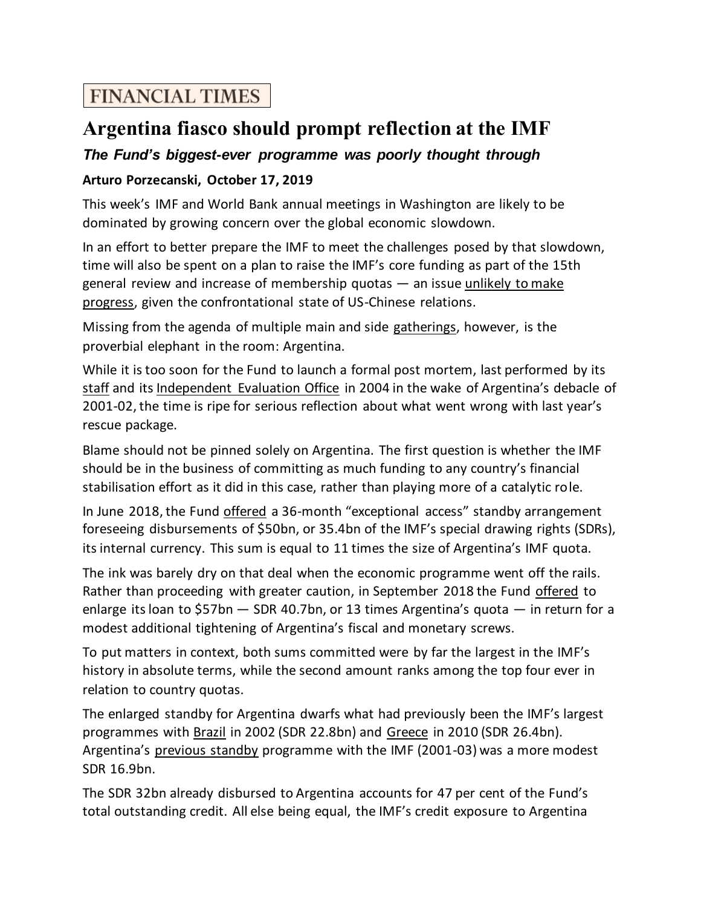**FINANCIAL TIMES**

# Argentina fiasco should prompt reflection at the IMF

***The Fund's biggest-ever programme was poorly thought through***

**Arturo Porzecanski, October 17, 2019**

This week's IMF and World Bank annual meetings in Washington are likely to be dominated by growing concern over the global economic slowdown.

In an effort to better prepare the IMF to meet the challenges posed by that slowdown, time will also be spent on a plan to raise the IMF's core funding as part of the 15th general review and increase of membership quotas — an issue unlikely to make progress, given the confrontational state of US-Chinese relations.

Missing from the agenda of multiple main and side gatherings, however, is the proverbial elephant in the room: Argentina.

While it is too soon for the Fund to launch a formal post mortem, last performed by its staff and its Independent Evaluation Office in 2004 in the wake of Argentina's debacle of 2001-02, the time is ripe for serious reflection about what went wrong with last year's rescue package.

Blame should not be pinned solely on Argentina. The first question is whether the IMF should be in the business of committing as much funding to any country's financial stabilisation effort as it did in this case, rather than playing more of a catalytic role.

In June 2018, the Fund offered a 36-month "exceptional access" standby arrangement foreseeing disbursements of \$50bn, or 35.4bn of the IMF's special drawing rights (SDRs), its internal currency. This sum is equal to 11 times the size of Argentina's IMF quota.

The ink was barely dry on that deal when the economic programme went off the rails. Rather than proceeding with greater caution, in September 2018 the Fund offered to enlarge its loan to \$57bn — SDR 40.7bn, or 13 times Argentina's quota — in return for a modest additional tightening of Argentina's fiscal and monetary screws.

To put matters in context, both sums committed were by far the largest in the IMF's history in absolute terms, while the second amount ranks among the top four ever in relation to country quotas.

The enlarged standby for Argentina dwarfs what had previously been the IMF's largest programmes with Brazil in 2002 (SDR 22.8bn) and Greece in 2010 (SDR 26.4bn). Argentina's previous standby programme with the IMF (2001-03) was a more modest SDR 16.9bn.

The SDR 32bn already disbursed to Argentina accounts for 47 per cent of the Fund's total outstanding credit. All else being equal, the IMF's credit exposure to Argentina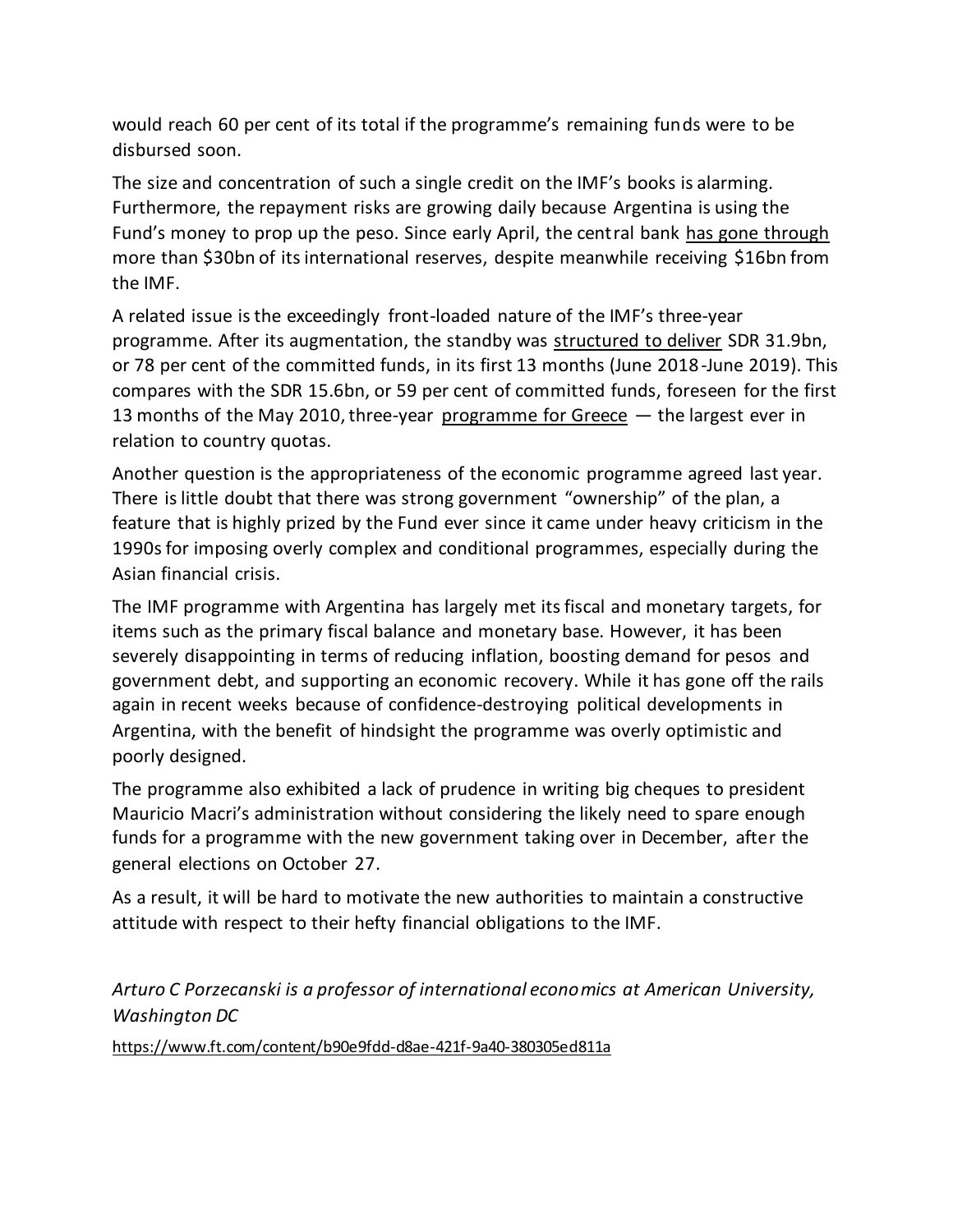would reach 60 per cent of its total if the programme's remaining funds were to be disbursed soon.

The size and concentration of such a single credit on the IMF's books is alarming. Furthermore, the repayment risks are growing daily because Argentina is using the Fund's money to prop up the peso. Since early April, the central bank has gone through more than $30bn of its international reserves, despite meanwhile receiving $16bn from the IMF.

A related issue is the exceedingly front-loaded nature of the IMF's three-year programme. After its augmentation, the standby was structured to deliver SDR 31.9bn, or 78 per cent of the committed funds, in its first 13 months (June 2018-June 2019). This compares with the SDR 15.6bn, or 59 per cent of committed funds, foreseen for the first 13 months of the May 2010, three-year programme for Greece — the largest ever in relation to country quotas.

Another question is the appropriateness of the economic programme agreed last year. There is little doubt that there was strong government "ownership" of the plan, a feature that is highly prized by the Fund ever since it came under heavy criticism in the 1990s for imposing overly complex and conditional programmes, especially during the Asian financial crisis.

The IMF programme with Argentina has largely met its fiscal and monetary targets, for items such as the primary fiscal balance and monetary base. However, it has been severely disappointing in terms of reducing inflation, boosting demand for pesos and government debt, and supporting an economic recovery. While it has gone off the rails again in recent weeks because of confidence-destroying political developments in Argentina, with the benefit of hindsight the programme was overly optimistic and poorly designed.

The programme also exhibited a lack of prudence in writing big cheques to president Mauricio Macri's administration without considering the likely need to spare enough funds for a programme with the new government taking over in December, after the general elections on October 27.

As a result, it will be hard to motivate the new authorities to maintain a constructive attitude with respect to their hefty financial obligations to the IMF.

*Arturo C Porzecanski is a professor of international economics at American University, Washington DC*

https://www.ft.com/content/b90e9fdd-d8ae-421f-9a40-380305ed811a